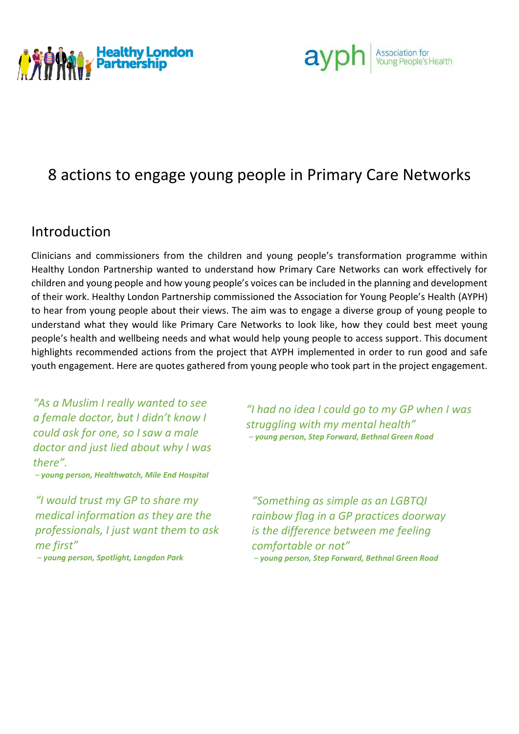Healthy London Partnership

ayph Association for Young People's Health

# 8 actions to engage young people in Primary Care Networks

## Introduction

Clinicians and commissioners from the children and young people's transformation programme within Healthy London Partnership wanted to understand how Primary Care Networks can work effectively for children and young people and how young people's voices can be included in the planning and development of their work. Healthy London Partnership commissioned the Association for Young People's Health (AYPH) to hear from young people about their views. The aim was to engage a diverse group of young people to understand what they would like Primary Care Networks to look like, how they could best meet young people's health and wellbeing needs and what would help young people to access support. This document highlights recommended actions from the project that AYPH implemented in order to run good and safe youth engagement. Here are quotes gathered from young people who took part in the project engagement.

*"As a Muslim I really wanted to see a female doctor, but I didn't know I could ask for one, so I saw a male doctor and just lied about why I was there".*
***– young person, Healthwatch, Mile End Hospital***

*"I had no idea I could go to my GP when I was struggling with my mental health"*
***– young person, Step Forward, Bethnal Green Road***

*"I would trust my GP to share my medical information as they are the professionals, I just want them to ask me first"*
***– young person, Spotlight, Langdon Park***

*"Something as simple as an LGBTQI rainbow flag in a GP practices doorway is the difference between me feeling comfortable or not"*
***– young person, Step Forward, Bethnal Green Road***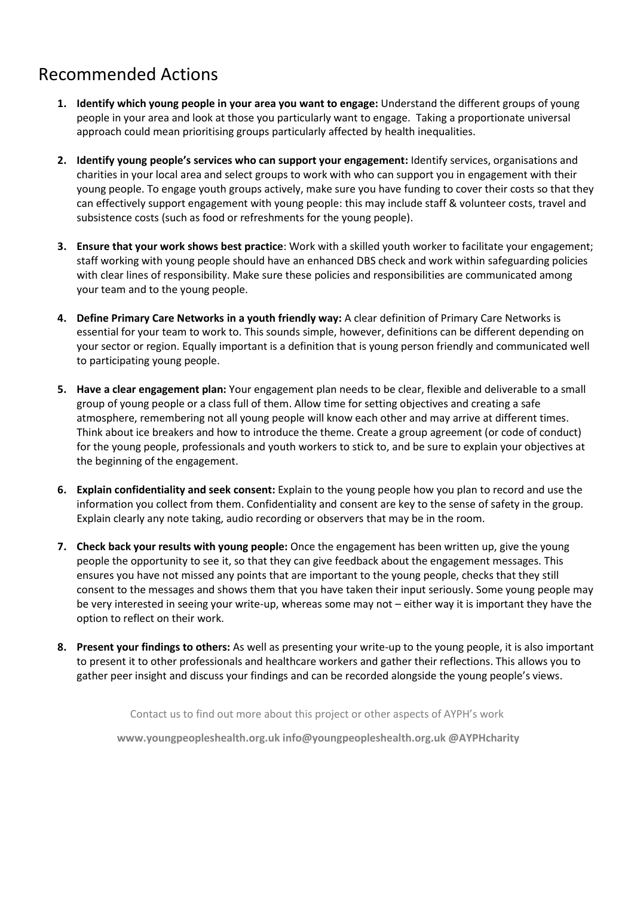# Recommended Actions

1. **Identify which young people in your area you want to engage:** Understand the different groups of young people in your area and look at those you particularly want to engage. Taking a proportionate universal approach could mean prioritising groups particularly affected by health inequalities.

2. **Identify young people's services who can support your engagement:** Identify services, organisations and charities in your local area and select groups to work with who can support you in engagement with their young people. To engage youth groups actively, make sure you have funding to cover their costs so that they can effectively support engagement with young people: this may include staff & volunteer costs, travel and subsistence costs (such as food or refreshments for the young people).

3. **Ensure that your work shows best practice**: Work with a skilled youth worker to facilitate your engagement; staff working with young people should have an enhanced DBS check and work within safeguarding policies with clear lines of responsibility. Make sure these policies and responsibilities are communicated among your team and to the young people.

4. **Define Primary Care Networks in a youth friendly way:** A clear definition of Primary Care Networks is essential for your team to work to. This sounds simple, however, definitions can be different depending on your sector or region. Equally important is a definition that is young person friendly and communicated well to participating young people.

5. **Have a clear engagement plan:** Your engagement plan needs to be clear, flexible and deliverable to a small group of young people or a class full of them. Allow time for setting objectives and creating a safe atmosphere, remembering not all young people will know each other and may arrive at different times. Think about ice breakers and how to introduce the theme. Create a group agreement (or code of conduct) for the young people, professionals and youth workers to stick to, and be sure to explain your objectives at the beginning of the engagement.

6. **Explain confidentiality and seek consent:** Explain to the young people how you plan to record and use the information you collect from them. Confidentiality and consent are key to the sense of safety in the group. Explain clearly any note taking, audio recording or observers that may be in the room.

7. **Check back your results with young people:** Once the engagement has been written up, give the young people the opportunity to see it, so that they can give feedback about the engagement messages. This ensures you have not missed any points that are important to the young people, checks that they still consent to the messages and shows them that you have taken their input seriously. Some young people may be very interested in seeing your write-up, whereas some may not – either way it is important they have the option to reflect on their work.

8. **Present your findings to others:** As well as presenting your write-up to the young people, it is also important to present it to other professionals and healthcare workers and gather their reflections. This allows you to gather peer insight and discuss your findings and can be recorded alongside the young people's views.

Contact us to find out more about this project or other aspects of AYPH's work

**www.youngpeopleshealth.org.uk info@youngpeopleshealth.org.uk @AYPHcharity**